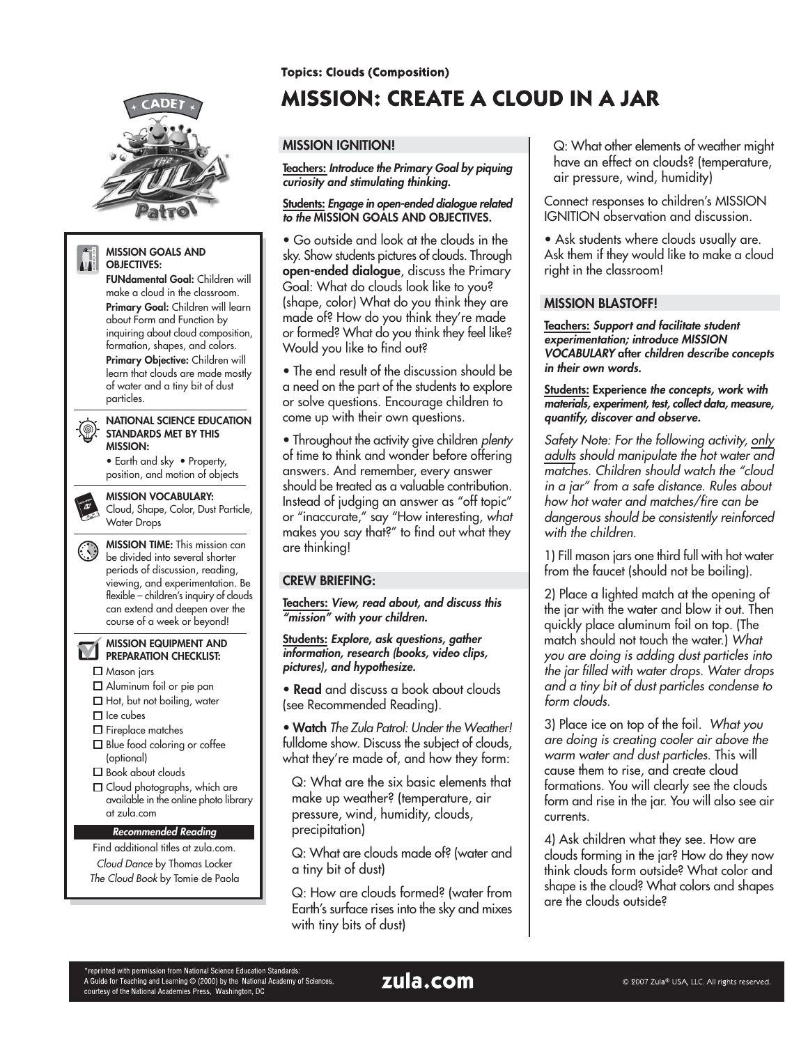Topics: Clouds (Composition)

# MISSION: CREATE A CLOUD IN A JAR

**MISSION GOALS AND OBJECTIVES:**

**FUNdamental Goal:** Children will make a cloud in the classroom.

**Primary Goal:** Children will learn about Form and Function by inquiring about cloud composition, formation, shapes, and colors.

**Primary Objective:** Children will learn that clouds are made mostly of water and a tiny bit of dust particles.

**NATIONAL SCIENCE EDUCATION STANDARDS MET BY THIS MISSION:**

- Earth and sky
- Property, position, and motion of objects

**MISSION VOCABULARY:**
Cloud, Shape, Color, Dust Particle, Water Drops

**MISSION TIME:** This mission can be divided into several shorter periods of discussion, reading, viewing, and experimentation. Be flexible – children's inquiry of clouds can extend and deepen over the course of a week or beyond!

**MISSION EQUIPMENT AND PREPARATION CHECKLIST:**

- ☐ Mason jars
- ☐ Aluminum foil or pie pan
- ☐ Hot, but not boiling, water
- ☐ Ice cubes
- ☐ Fireplace matches
- ☐ Blue food coloring or coffee (optional)
- ☐ Book about clouds
- ☐ Cloud photographs, which are available in the online photo library at zula.com

***Recommended Reading***

Find additional titles at zula.com.

*Cloud Dance* by Thomas Locker

*The Cloud Book* by Tomie de Paola

## MISSION IGNITION!

Teachers: ***Introduce the Primary Goal by piquing curiosity and stimulating thinking.***

Students: ***Engage in open-ended dialogue related to the* MISSION GOALS AND OBJECTIVES.**

- Go outside and look at the clouds in the sky. Show students pictures of clouds. Through **open-ended dialogue**, discuss the Primary Goal: What do clouds look like to you? (shape, color) What do you think they are made of? How do you think they're made or formed? What do you think they feel like? Would you like to find out?
- The end result of the discussion should be a need on the part of the students to explore or solve questions. Encourage children to come up with their own questions.
- Throughout the activity give children *plenty* of time to think and wonder before offering answers. And remember, every answer should be treated as a valuable contribution. Instead of judging an answer as "off topic" or "inaccurate," say "How interesting, *what* makes you say that?" to find out what they are thinking!

## CREW BRIEFING:

Teachers: ***View, read about, and discuss this "mission" with your children.***

Students: ***Explore, ask questions, gather information, research (books, video clips, pictures), and hypothesize.***

- **Read** and discuss a book about clouds (see Recommended Reading).
- **Watch** *The Zula Patrol: Under the Weather!* fulldome show. Discuss the subject of clouds, what they're made of, and how they form:

Q: What are the six basic elements that make up weather? (temperature, air pressure, wind, humidity, clouds, precipitation)

Q: What are clouds made of? (water and a tiny bit of dust)

Q: How are clouds formed? (water from Earth's surface rises into the sky and mixes with tiny bits of dust)

Q: What other elements of weather might have an effect on clouds? (temperature, air pressure, wind, humidity)

Connect responses to children's MISSION IGNITION observation and discussion.

- Ask students where clouds usually are. Ask them if they would like to make a cloud right in the classroom!

## MISSION BLASTOFF!

Teachers: ***Support and facilitate student experimentation; introduce MISSION VOCABULARY* after *children describe concepts in their own words.***

Students: **Experience** ***the concepts, work with materials, experiment, test, collect data, measure, quantify, discover and observe.***

*Safety Note: For the following activity, only adults should manipulate the hot water and matches. Children should watch the "cloud in a jar" from a safe distance. Rules about how hot water and matches/fire can be dangerous should be consistently reinforced with the children.*

1) Fill mason jars one third full with hot water from the faucet (should not be boiling).

2) Place a lighted match at the opening of the jar with the water and blow it out. Then quickly place aluminum foil on top. (The match should not touch the water.) *What you are doing is adding dust particles into the jar filled with water drops. Water drops and a tiny bit of dust particles condense to form clouds.*

3) Place ice on top of the foil. *What you are doing is creating cooler air above the warm water and dust particles.* This will cause them to rise, and create cloud formations. You will clearly see the clouds form and rise in the jar. You will also see air currents.

4) Ask children what they see. How are clouds forming in the jar? How do they now think clouds form outside? What color and shape is the cloud? What colors and shapes are the clouds outside?

*reprinted with permission from National Science Education Standards: A Guide for Teaching and Learning © (2000) by the National Academy of Sciences, courtesy of the National Academies Press, Washington, DC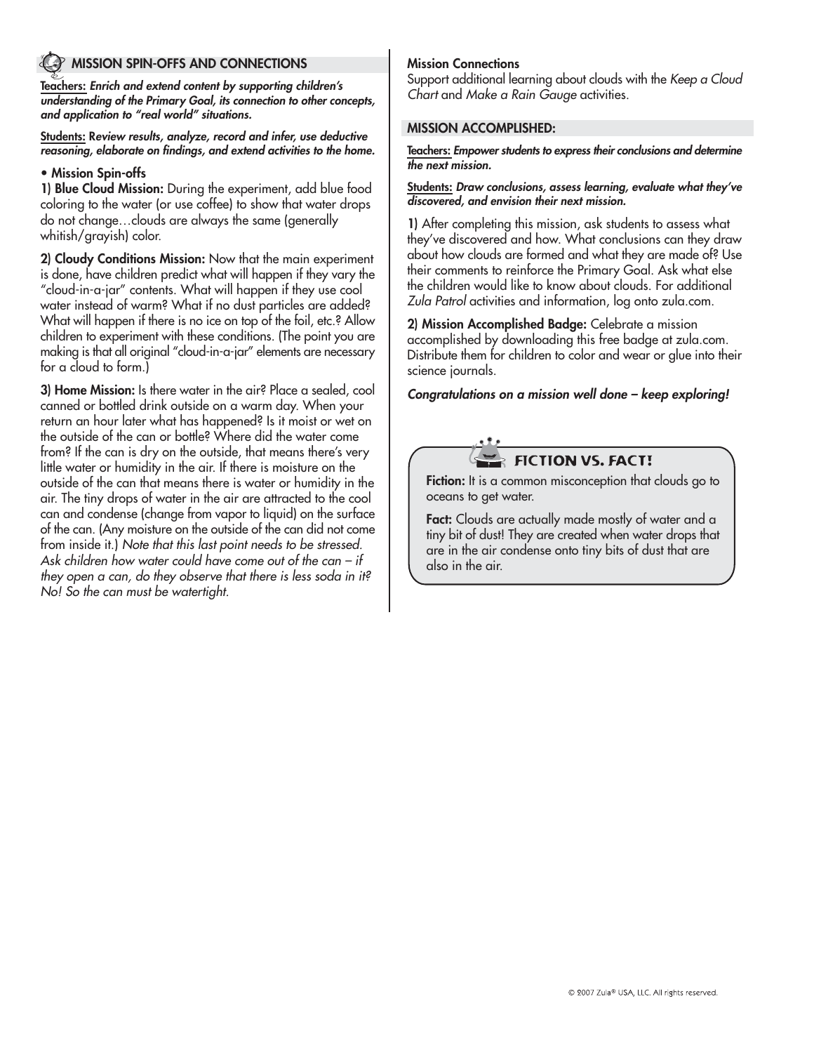## MISSION SPIN-OFFS AND CONNECTIONS

**Teachers:** ***Enrich and extend content by supporting children's understanding of the Primary Goal, its connection to other concepts, and application to "real world" situations.***

**Students:** ***Review results, analyze, record and infer, use deductive reasoning, elaborate on findings, and extend activities to the home.***

- **Mission Spin-offs**

**1) Blue Cloud Mission:** During the experiment, add blue food coloring to the water (or use coffee) to show that water drops do not change…clouds are always the same (generally whitish/grayish) color.

**2) Cloudy Conditions Mission:** Now that the main experiment is done, have children predict what will happen if they vary the "cloud-in-a-jar" contents. What will happen if they use cool water instead of warm? What if no dust particles are added? What will happen if there is no ice on top of the foil, etc.? Allow children to experiment with these conditions. (The point you are making is that all original "cloud-in-a-jar" elements are necessary for a cloud to form.)

**3) Home Mission:** Is there water in the air? Place a sealed, cool canned or bottled drink outside on a warm day. When your return an hour later what has happened? Is it moist or wet on the outside of the can or bottle? Where did the water come from? If the can is dry on the outside, that means there's very little water or humidity in the air. If there is moisture on the outside of the can that means there is water or humidity in the air. The tiny drops of water in the air are attracted to the cool can and condense (change from vapor to liquid) on the surface of the can. (Any moisture on the outside of the can did not come from inside it.) *Note that this last point needs to be stressed. Ask children how water could have come out of the can – if they open a can, do they observe that there is less soda in it? No! So the can must be watertight.*

**Mission Connections**

Support additional learning about clouds with the *Keep a Cloud Chart* and *Make a Rain Gauge* activities.

## MISSION ACCOMPLISHED:

**Teachers:** ***Empower students to express their conclusions and determine the next mission.***

**Students:** ***Draw conclusions, assess learning, evaluate what they've discovered, and envision their next mission.***

**1)** After completing this mission, ask students to assess what they've discovered and how. What conclusions can they draw about how clouds are formed and what they are made of? Use their comments to reinforce the Primary Goal. Ask what else the children would like to know about clouds. For additional *Zula Patrol* activities and information, log onto zula.com.

**2) Mission Accomplished Badge:** Celebrate a mission accomplished by downloading this free badge at zula.com. Distribute them for children to color and wear or glue into their science journals.

***Congratulations on a mission well done – keep exploring!***

### FICTION VS. FACT!

**Fiction:** It is a common misconception that clouds go to oceans to get water.

**Fact:** Clouds are actually made mostly of water and a tiny bit of dust! They are created when water drops that are in the air condense onto tiny bits of dust that are also in the air.

© 2007 Zula® USA, LLC. All rights reserved.